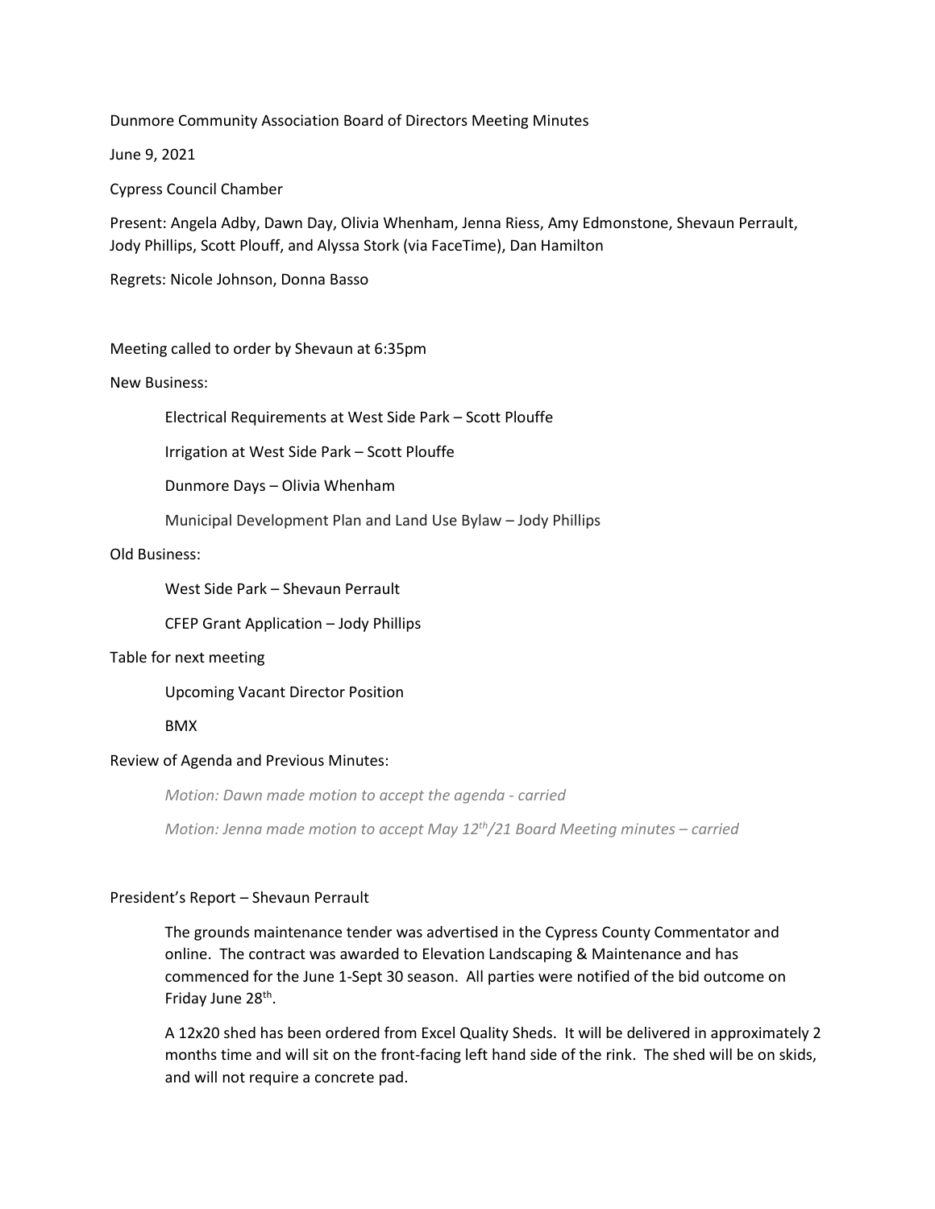Dunmore Community Association Board of Directors Meeting Minutes

June 9, 2021

Cypress Council Chamber

Present: Angela Adby, Dawn Day, Olivia Whenham, Jenna Riess, Amy Edmonstone, Shevaun Perrault, Jody Phillips, Scott Plouff, and Alyssa Stork (via FaceTime), Dan Hamilton

Regrets: Nicole Johnson, Donna Basso

Meeting called to order by Shevaun at 6:35pm

New Business:

- Electrical Requirements at West Side Park – Scott Plouffe
- Irrigation at West Side Park – Scott Plouffe
- Dunmore Days – Olivia Whenham
- Municipal Development Plan and Land Use Bylaw – Jody Phillips

Old Business:

- West Side Park – Shevaun Perrault
- CFEP Grant Application – Jody Phillips

Table for next meeting

- Upcoming Vacant Director Position
- BMX

Review of Agenda and Previous Minutes:

*Motion: Dawn made motion to accept the agenda - carried*

*Motion: Jenna made motion to accept May 12th/21 Board Meeting minutes – carried*

President's Report – Shevaun Perrault

The grounds maintenance tender was advertised in the Cypress County Commentator and online. The contract was awarded to Elevation Landscaping & Maintenance and has commenced for the June 1-Sept 30 season. All parties were notified of the bid outcome on Friday June 28th.

A 12x20 shed has been ordered from Excel Quality Sheds. It will be delivered in approximately 2 months time and will sit on the front-facing left hand side of the rink. The shed will be on skids, and will not require a concrete pad.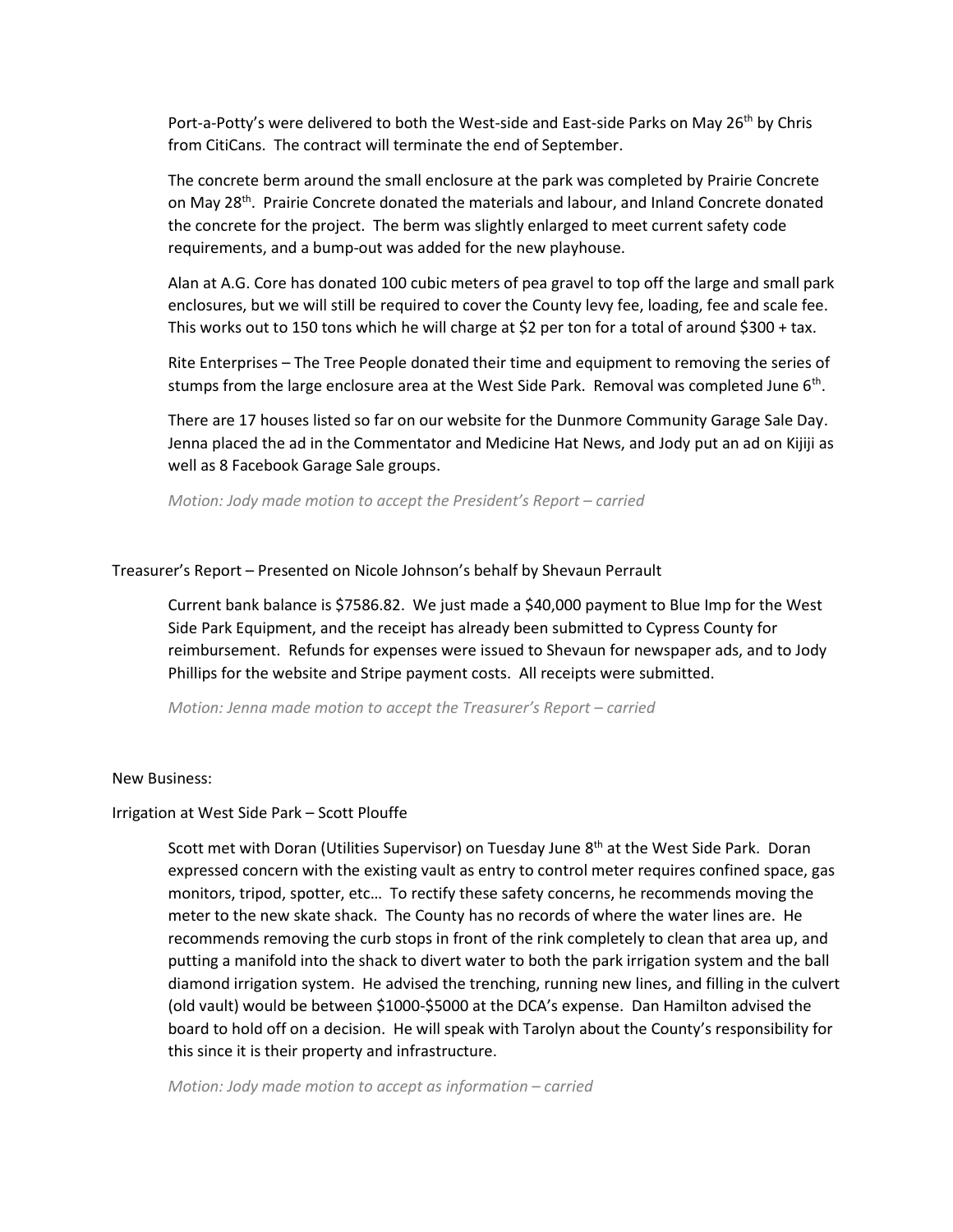Port-a-Potty's were delivered to both the West-side and East-side Parks on May 26th by Chris from CitiCans. The contract will terminate the end of September.

The concrete berm around the small enclosure at the park was completed by Prairie Concrete on May 28th. Prairie Concrete donated the materials and labour, and Inland Concrete donated the concrete for the project. The berm was slightly enlarged to meet current safety code requirements, and a bump-out was added for the new playhouse.

Alan at A.G. Core has donated 100 cubic meters of pea gravel to top off the large and small park enclosures, but we will still be required to cover the County levy fee, loading, fee and scale fee. This works out to 150 tons which he will charge at $2 per ton for a total of around $300 + tax.

Rite Enterprises – The Tree People donated their time and equipment to removing the series of stumps from the large enclosure area at the West Side Park. Removal was completed June 6th.

There are 17 houses listed so far on our website for the Dunmore Community Garage Sale Day. Jenna placed the ad in the Commentator and Medicine Hat News, and Jody put an ad on Kijiji as well as 8 Facebook Garage Sale groups.

*Motion: Jody made motion to accept the President's Report – carried*

Treasurer's Report – Presented on Nicole Johnson's behalf by Shevaun Perrault

Current bank balance is $7586.82. We just made a $40,000 payment to Blue Imp for the West Side Park Equipment, and the receipt has already been submitted to Cypress County for reimbursement. Refunds for expenses were issued to Shevaun for newspaper ads, and to Jody Phillips for the website and Stripe payment costs. All receipts were submitted.

*Motion: Jenna made motion to accept the Treasurer's Report – carried*

New Business:

Irrigation at West Side Park – Scott Plouffe

Scott met with Doran (Utilities Supervisor) on Tuesday June 8th at the West Side Park. Doran expressed concern with the existing vault as entry to control meter requires confined space, gas monitors, tripod, spotter, etc… To rectify these safety concerns, he recommends moving the meter to the new skate shack. The County has no records of where the water lines are. He recommends removing the curb stops in front of the rink completely to clean that area up, and putting a manifold into the shack to divert water to both the park irrigation system and the ball diamond irrigation system. He advised the trenching, running new lines, and filling in the culvert (old vault) would be between $1000-$5000 at the DCA's expense. Dan Hamilton advised the board to hold off on a decision. He will speak with Tarolyn about the County's responsibility for this since it is their property and infrastructure.

*Motion: Jody made motion to accept as information – carried*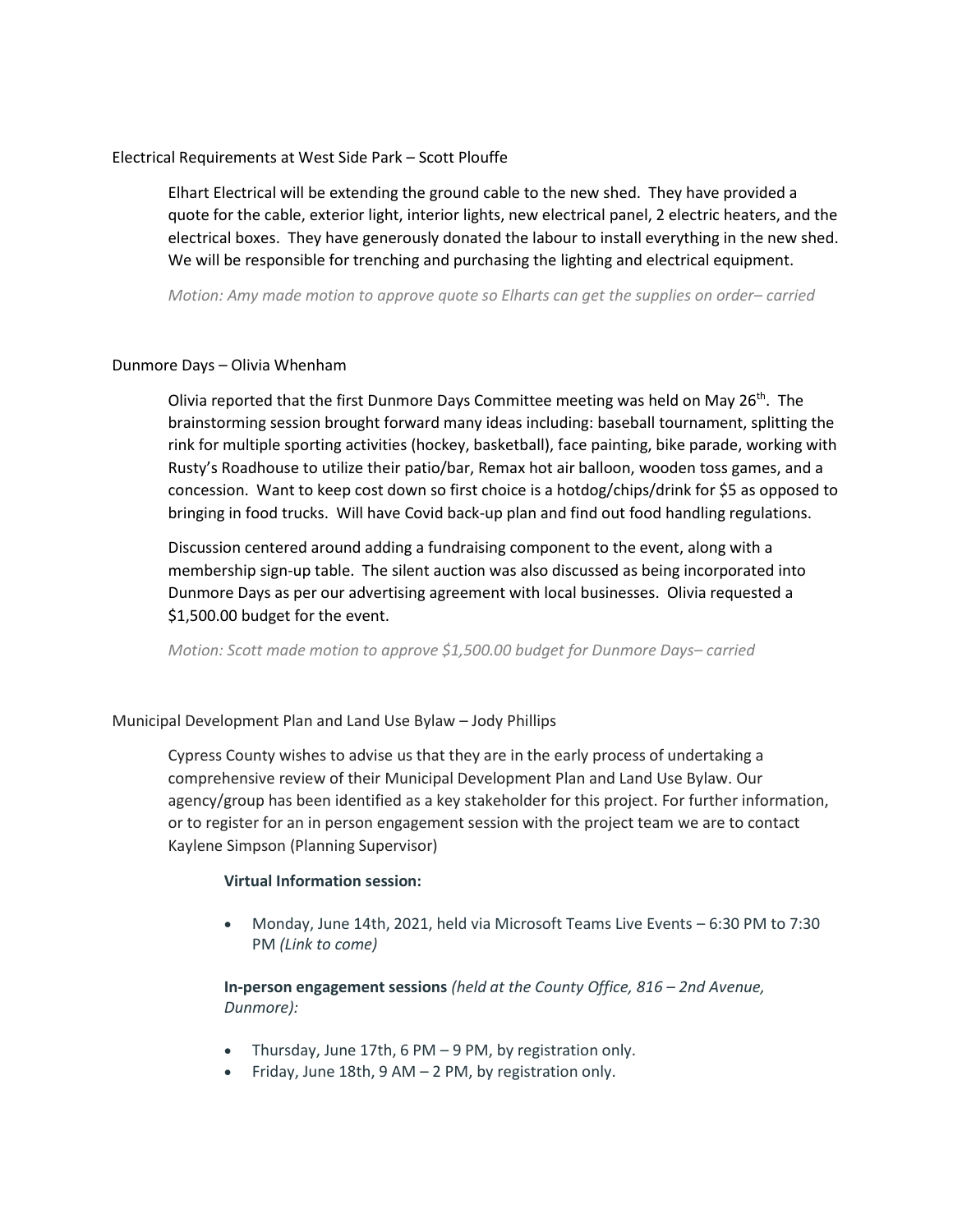Electrical Requirements at West Side Park – Scott Plouffe

Elhart Electrical will be extending the ground cable to the new shed. They have provided a quote for the cable, exterior light, interior lights, new electrical panel, 2 electric heaters, and the electrical boxes. They have generously donated the labour to install everything in the new shed. We will be responsible for trenching and purchasing the lighting and electrical equipment.

*Motion: Amy made motion to approve quote so Elharts can get the supplies on order– carried*

Dunmore Days – Olivia Whenham

Olivia reported that the first Dunmore Days Committee meeting was held on May 26th. The brainstorming session brought forward many ideas including: baseball tournament, splitting the rink for multiple sporting activities (hockey, basketball), face painting, bike parade, working with Rusty's Roadhouse to utilize their patio/bar, Remax hot air balloon, wooden toss games, and a concession. Want to keep cost down so first choice is a hotdog/chips/drink for $5 as opposed to bringing in food trucks. Will have Covid back-up plan and find out food handling regulations.

Discussion centered around adding a fundraising component to the event, along with a membership sign-up table. The silent auction was also discussed as being incorporated into Dunmore Days as per our advertising agreement with local businesses. Olivia requested a $1,500.00 budget for the event.

*Motion: Scott made motion to approve $1,500.00 budget for Dunmore Days– carried*

Municipal Development Plan and Land Use Bylaw – Jody Phillips

Cypress County wishes to advise us that they are in the early process of undertaking a comprehensive review of their Municipal Development Plan and Land Use Bylaw. Our agency/group has been identified as a key stakeholder for this project. For further information, or to register for an in person engagement session with the project team we are to contact Kaylene Simpson (Planning Supervisor)

**Virtual Information session:**

- Monday, June 14th, 2021, held via Microsoft Teams Live Events – 6:30 PM to 7:30 PM *(Link to come)*

**In-person engagement sessions** *(held at the County Office, 816 – 2nd Avenue, Dunmore):*

- Thursday, June 17th, 6 PM – 9 PM, by registration only.
- Friday, June 18th, 9 AM – 2 PM, by registration only.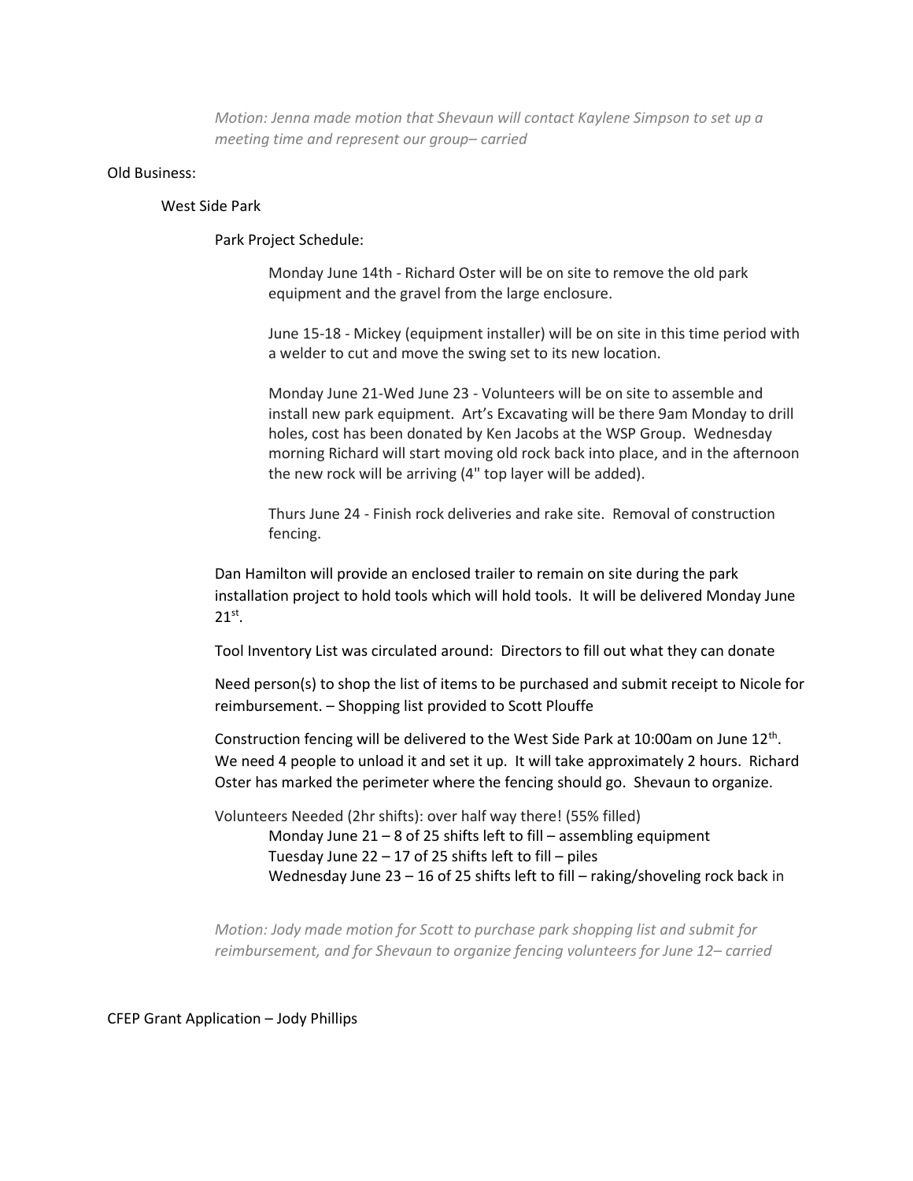*Motion: Jenna made motion that Shevaun will contact Kaylene Simpson to set up a meeting time and represent our group– carried*

Old Business:

West Side Park

Park Project Schedule:

Monday June 14th - Richard Oster will be on site to remove the old park equipment and the gravel from the large enclosure.

June 15-18 - Mickey (equipment installer) will be on site in this time period with a welder to cut and move the swing set to its new location.

Monday June 21-Wed June 23 - Volunteers will be on site to assemble and install new park equipment. Art's Excavating will be there 9am Monday to drill holes, cost has been donated by Ken Jacobs at the WSP Group. Wednesday morning Richard will start moving old rock back into place, and in the afternoon the new rock will be arriving (4" top layer will be added).

Thurs June 24 - Finish rock deliveries and rake site. Removal of construction fencing.

Dan Hamilton will provide an enclosed trailer to remain on site during the park installation project to hold tools which will hold tools. It will be delivered Monday June 21st.

Tool Inventory List was circulated around: Directors to fill out what they can donate

Need person(s) to shop the list of items to be purchased and submit receipt to Nicole for reimbursement. – Shopping list provided to Scott Plouffe

Construction fencing will be delivered to the West Side Park at 10:00am on June 12th. We need 4 people to unload it and set it up. It will take approximately 2 hours. Richard Oster has marked the perimeter where the fencing should go. Shevaun to organize.

Volunteers Needed (2hr shifts): over half way there! (55% filled)

- Monday June 21 – 8 of 25 shifts left to fill – assembling equipment
- Tuesday June 22 – 17 of 25 shifts left to fill – piles
- Wednesday June 23 – 16 of 25 shifts left to fill – raking/shoveling rock back in

*Motion: Jody made motion for Scott to purchase park shopping list and submit for reimbursement, and for Shevaun to organize fencing volunteers for June 12– carried*

CFEP Grant Application – Jody Phillips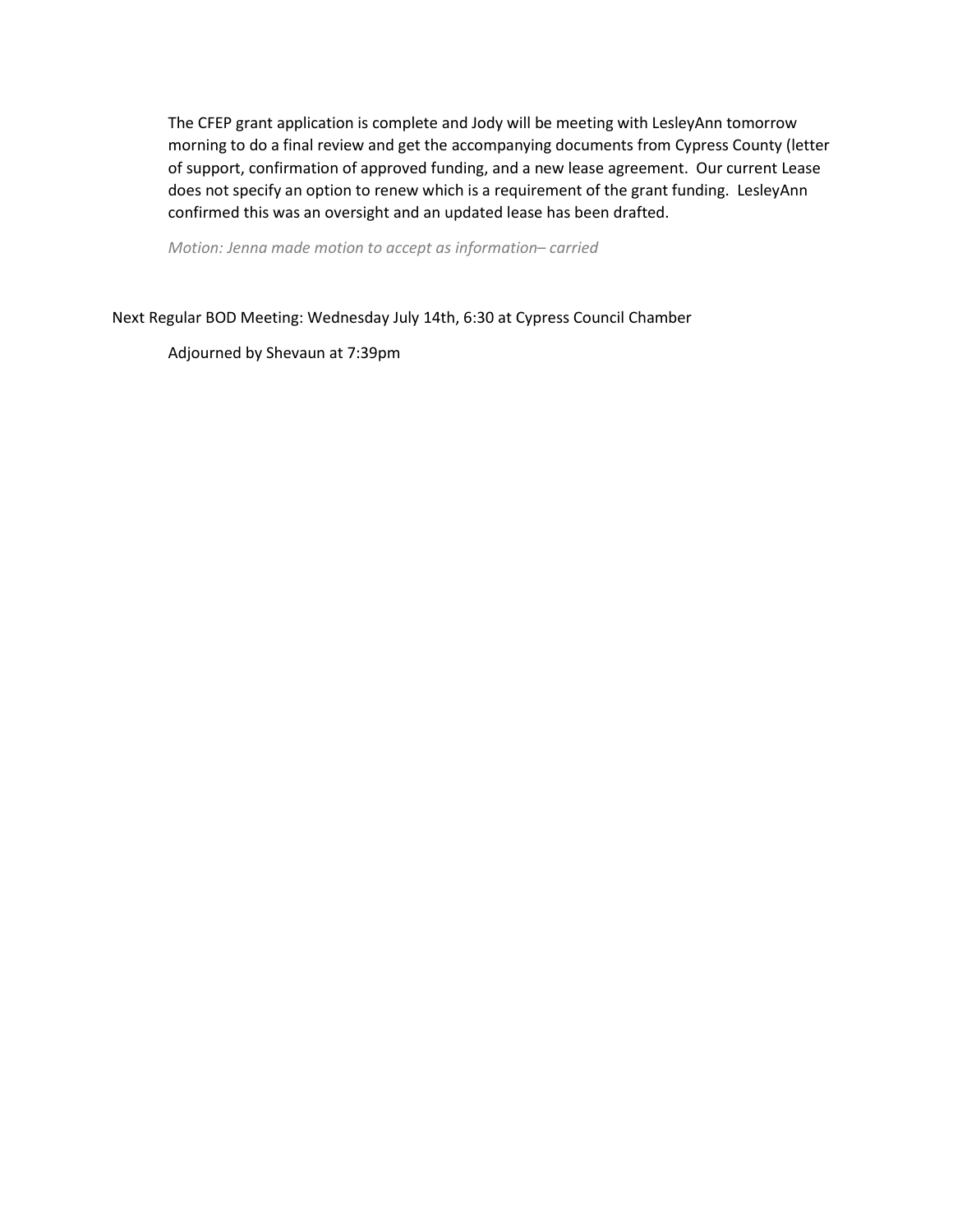The CFEP grant application is complete and Jody will be meeting with LesleyAnn tomorrow morning to do a final review and get the accompanying documents from Cypress County (letter of support, confirmation of approved funding, and a new lease agreement. Our current Lease does not specify an option to renew which is a requirement of the grant funding. LesleyAnn confirmed this was an oversight and an updated lease has been drafted.

*Motion: Jenna made motion to accept as information– carried*

Next Regular BOD Meeting: Wednesday July 14th, 6:30 at Cypress Council Chamber

Adjourned by Shevaun at 7:39pm